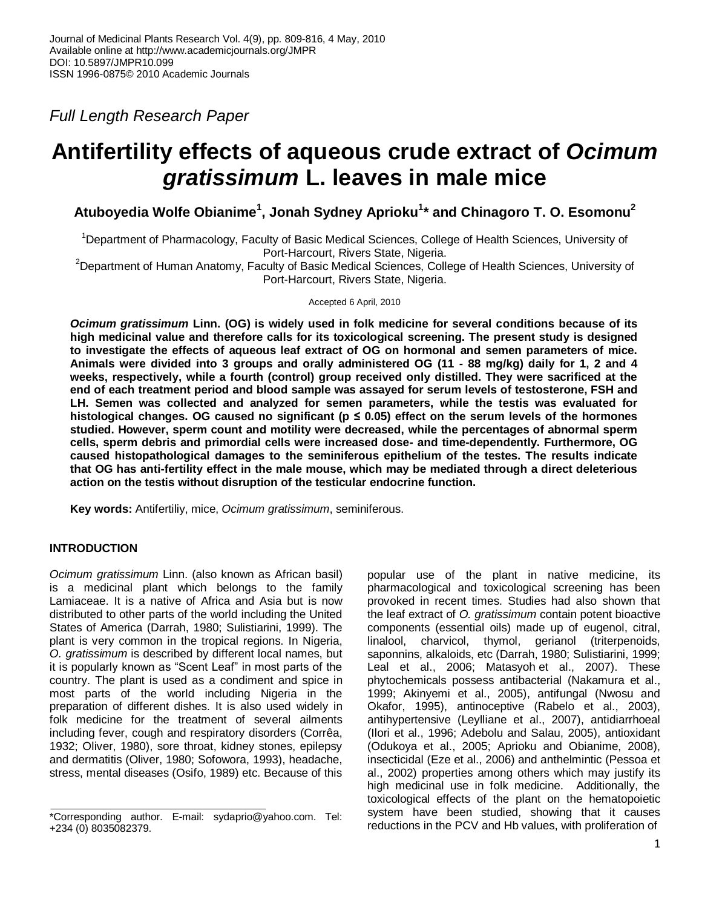Journal of Medicinal Plants Research Vol. 4(9), pp. 809-816, 4 May, 2010
Available online at http://www.academicjournals.org/JMPR
DOI: 10.5897/JMPR10.099
ISSN 1996-0875© 2010 Academic Journals

*Full Length Research Paper*

# Antifertility effects of aqueous crude extract of *Ocimum gratissimum* L. leaves in male mice

**Atuboyedia Wolfe Obianime[1], Jonah Sydney Aprioku[1]* and Chinagoro T. O. Esomonu[2]**

[1]Department of Pharmacology, Faculty of Basic Medical Sciences, College of Health Sciences, University of Port-Harcourt, Rivers State, Nigeria.
[2]Department of Human Anatomy, Faculty of Basic Medical Sciences, College of Health Sciences, University of Port-Harcourt, Rivers State, Nigeria.

Accepted 6 April, 2010

***Ocimum gratissimum* Linn. (OG) is widely used in folk medicine for several conditions because of its high medicinal value and therefore calls for its toxicological screening. The present study is designed to investigate the effects of aqueous leaf extract of OG on hormonal and semen parameters of mice. Animals were divided into 3 groups and orally administered OG (11 - 88 mg/kg) daily for 1, 2 and 4 weeks, respectively, while a fourth (control) group received only distilled. They were sacrificed at the end of each treatment period and blood sample was assayed for serum levels of testosterone, FSH and LH. Semen was collected and analyzed for semen parameters, while the testis was evaluated for histological changes. OG caused no significant ($p \leq 0.05$) effect on the serum levels of the hormones studied. However, sperm count and motility were decreased, while the percentages of abnormal sperm cells, sperm debris and primordial cells were increased dose- and time-dependently. Furthermore, OG caused histopathological damages to the seminiferous epithelium of the testes. The results indicate that OG has anti-fertility effect in the male mouse, which may be mediated through a direct deleterious action on the testis without disruption of the testicular endocrine function.**

**Key words:** Antifertiliy, mice, *Ocimum gratissimum*, seminiferous.

## INTRODUCTION

*Ocimum gratissimum* Linn. (also known as African basil) is a medicinal plant which belongs to the family Lamiaceae. It is a native of Africa and Asia but is now distributed to other parts of the world including the United States of America (Darrah, 1980; Sulistiarini, 1999). The plant is very common in the tropical regions. In Nigeria, *O. gratissimum* is described by different local names, but it is popularly known as "Scent Leaf" in most parts of the country. The plant is used as a condiment and spice in most parts of the world including Nigeria in the preparation of different dishes. It is also used widely in folk medicine for the treatment of several ailments including fever, cough and respiratory disorders (Corrêa, 1932; Oliver, 1980), sore throat, kidney stones, epilepsy and dermatitis (Oliver, 1980; Sofowora, 1993), headache, stress, mental diseases (Osifo, 1989) etc. Because of this popular use of the plant in native medicine, its pharmacological and toxicological screening has been provoked in recent times. Studies had also shown that the leaf extract of *O. gratissimum* contain potent bioactive components (essential oils) made up of eugenol, citral, linalool, charvicol, thymol, gerianol (triterpenoids, saponnins, alkaloids, etc (Darrah, 1980; Sulistiarini, 1999; Leal et al., 2006; Matasyoh et al., 2007). These phytochemicals possess antibacterial (Nakamura et al., 1999; Akinyemi et al., 2005), antifungal (Nwosu and Okafor, 1995), antinoceptive (Rabelo et al., 2003), antihypertensive (Leylliane et al., 2007), antidiarrhoeal (Ilori et al., 1996; Adebolu and Salau, 2005), antioxidant (Odukoya et al., 2005; Aprioku and Obianime, 2008), insecticidal (Eze et al., 2006) and anthelmintic (Pessoa et al., 2002) properties among others which may justify its high medicinal use in folk medicine. Additionally, the toxicological effects of the plant on the hematopoietic system have been studied, showing that it causes reductions in the PCV and Hb values, with proliferation of

*Corresponding author. E-mail: sydaprio@yahoo.com. Tel: +234 (0) 8035082379.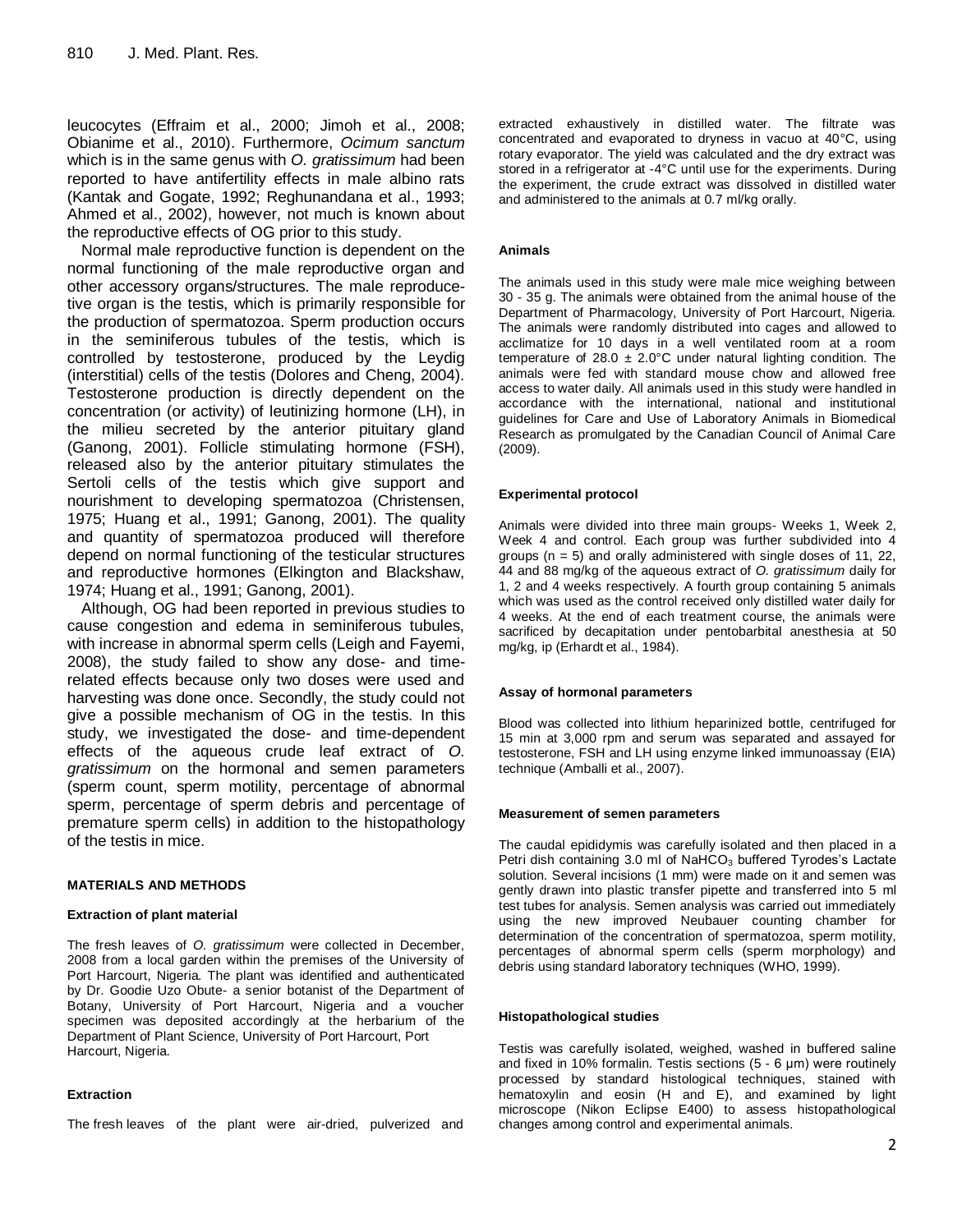leucocytes (Effraim et al., 2000; Jimoh et al., 2008; Obianime et al., 2010). Furthermore, *Ocimum sanctum* which is in the same genus with *O. gratissimum* had been reported to have antifertility effects in male albino rats (Kantak and Gogate, 1992; Reghunandana et al., 1993; Ahmed et al., 2002), however, not much is known about the reproductive effects of OG prior to this study.

Normal male reproductive function is dependent on the normal functioning of the male reproductive organ and other accessory organs/structures. The male reproductive organ is the testis, which is primarily responsible for the production of spermatozoa. Sperm production occurs in the seminiferous tubules of the testis, which is controlled by testosterone, produced by the Leydig (interstitial) cells of the testis (Dolores and Cheng, 2004). Testosterone production is directly dependent on the concentration (or activity) of leutinizing hormone (LH), in the milieu secreted by the anterior pituitary gland (Ganong, 2001). Follicle stimulating hormone (FSH), released also by the anterior pituitary stimulates the Sertoli cells of the testis which give support and nourishment to developing spermatozoa (Christensen, 1975; Huang et al., 1991; Ganong, 2001). The quality and quantity of spermatozoa produced will therefore depend on normal functioning of the testicular structures and reproductive hormones (Elkington and Blackshaw, 1974; Huang et al., 1991; Ganong, 2001).

Although, OG had been reported in previous studies to cause congestion and edema in seminiferous tubules, with increase in abnormal sperm cells (Leigh and Fayemi, 2008), the study failed to show any dose- and time-related effects because only two doses were used and harvesting was done once. Secondly, the study could not give a possible mechanism of OG in the testis. In this study, we investigated the dose- and time-dependent effects of the aqueous crude leaf extract of *O. gratissimum* on the hormonal and semen parameters (sperm count, sperm motility, percentage of abnormal sperm, percentage of sperm debris and percentage of premature sperm cells) in addition to the histopathology of the testis in mice.

## MATERIALS AND METHODS

### Extraction of plant material

The fresh leaves of *O. gratissimum* were collected in December, 2008 from a local garden within the premises of the University of Port Harcourt, Nigeria. The plant was identified and authenticated by Dr. Goodie Uzo Obute- a senior botanist of the Department of Botany, University of Port Harcourt, Nigeria and a voucher specimen was deposited accordingly at the herbarium of the Department of Plant Science, University of Port Harcourt, Port Harcourt, Nigeria.

### Extraction

The fresh leaves of the plant were air-dried, pulverized and extracted exhaustively in distilled water. The filtrate was concentrated and evaporated to dryness in vacuo at 40°C, using rotary evaporator. The yield was calculated and the dry extract was stored in a refrigerator at -4°C until use for the experiments. During the experiment, the crude extract was dissolved in distilled water and administered to the animals at 0.7 ml/kg orally.

### Animals

The animals used in this study were male mice weighing between 30 - 35 g. The animals were obtained from the animal house of the Department of Pharmacology, University of Port Harcourt, Nigeria. The animals were randomly distributed into cages and allowed to acclimatize for 10 days in a well ventilated room at a room temperature of 28.0 ± 2.0°C under natural lighting condition. The animals were fed with standard mouse chow and allowed free access to water daily. All animals used in this study were handled in accordance with the international, national and institutional guidelines for Care and Use of Laboratory Animals in Biomedical Research as promulgated by the Canadian Council of Animal Care (2009).

### Experimental protocol

Animals were divided into three main groups- Weeks 1, Week 2, Week 4 and control. Each group was further subdivided into 4 groups (n = 5) and orally administered with single doses of 11, 22, 44 and 88 mg/kg of the aqueous extract of *O. gratissimum* daily for 1, 2 and 4 weeks respectively. A fourth group containing 5 animals which was used as the control received only distilled water daily for 4 weeks. At the end of each treatment course, the animals were sacrificed by decapitation under pentobarbital anesthesia at 50 mg/kg, ip (Erhardt et al., 1984).

### Assay of hormonal parameters

Blood was collected into lithium heparinized bottle, centrifuged for 15 min at 3,000 rpm and serum was separated and assayed for testosterone, FSH and LH using enzyme linked immunoassay (EIA) technique (Amballi et al., 2007).

### Measurement of semen parameters

The caudal epididymis was carefully isolated and then placed in a Petri dish containing 3.0 ml of $NaHCO_3$ buffered Tyrodes's Lactate solution. Several incisions (1 mm) were made on it and semen was gently drawn into plastic transfer pipette and transferred into 5 ml test tubes for analysis. Semen analysis was carried out immediately using the new improved Neubauer counting chamber for determination of the concentration of spermatozoa, sperm motility, percentages of abnormal sperm cells (sperm morphology) and debris using standard laboratory techniques (WHO, 1999).

### Histopathological studies

Testis was carefully isolated, weighed, washed in buffered saline and fixed in 10% formalin. Testis sections (5 - 6 µm) were routinely processed by standard histological techniques, stained with hematoxylin and eosin (H and E), and examined by light microscope (Nikon Eclipse E400) to assess histopathological changes among control and experimental animals.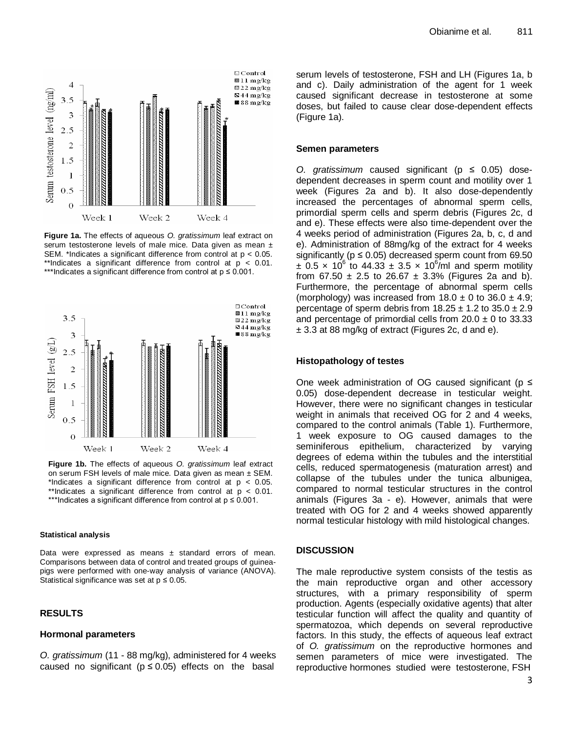Figure 1a. The effects of aqueous *O. gratissimum* leaf extract on serum testosterone levels of male mice. Data given as mean ± SEM. *Indicates a significant difference from control at $p < 0.05$. **Indicates a significant difference from control at $p < 0.01$. ***Indicates a significant difference from control at $p \leq 0.001$.

Figure 1b. The effects of aqueous *O. gratissimum* leaf extract on serum FSH levels of male mice. Data given as mean ± SEM. *Indicates a significant difference from control at $p < 0.05$. **Indicates a significant difference from control at $p < 0.01$. ***Indicates a significant difference from control at $p \leq 0.001$.

#### Statistical analysis

Data were expressed as means ± standard errors of mean. Comparisons between data of control and treated groups of guinea-pigs were performed with one-way analysis of variance (ANOVA). Statistical significance was set at $p \leq 0.05$.

## RESULTS

### Hormonal parameters

*O. gratissimum* (11 - 88 mg/kg), administered for 4 weeks caused no significant ($p \leq 0.05$) effects on the basal serum levels of testosterone, FSH and LH (Figures 1a, b and c). Daily administration of the agent for 1 week caused significant decrease in testosterone at some doses, but failed to cause clear dose-dependent effects (Figure 1a).

### Semen parameters

*O. gratissimum* caused significant ($p \leq 0.05$) dose-dependent decreases in sperm count and motility over 1 week (Figures 2a and b). It also dose-dependently increased the percentages of abnormal sperm cells, primordial sperm cells and sperm debris (Figures 2c, d and e). These effects were also time-dependent over the 4 weeks period of administration (Figures 2a, b, c, d and e). Administration of 88mg/kg of the extract for 4 weeks significantly ($p \leq 0.05$) decreased sperm count from 69.50 $\pm$ 0.5 $\times$ $10^6$ to 44.33 $\pm$ 3.5 $\times$ $10^6$/ml and sperm motility from 67.50 ± 2.5 to 26.67 ± 3.3% (Figures 2a and b). Furthermore, the percentage of abnormal sperm cells (morphology) was increased from 18.0 ± 0 to 36.0 ± 4.9; percentage of sperm debris from 18.25 ± 1.2 to 35.0 ± 2.9 and percentage of primordial cells from 20.0 ± 0 to 33.33 ± 3.3 at 88 mg/kg of extract (Figures 2c, d and e).

### Histopathology of testes

One week administration of OG caused significant ($p \leq 0.05$) dose-dependent decrease in testicular weight. However, there were no significant changes in testicular weight in animals that received OG for 2 and 4 weeks, compared to the control animals (Table 1). Furthermore, 1 week exposure to OG caused damages to the seminiferous epithelium, characterized by varying degrees of edema within the tubules and the interstitial cells, reduced spermatogenesis (maturation arrest) and collapse of the tubules under the tunica albunigea, compared to normal testicular structures in the control animals (Figures 3a - e). However, animals that were treated with OG for 2 and 4 weeks showed apparently normal testicular histology with mild histological changes.

## DISCUSSION

The male reproductive system consists of the testis as the main reproductive organ and other accessory structures, with a primary responsibility of sperm production. Agents (especially oxidative agents) that alter testicular function will affect the quality and quantity of spermatozoa, which depends on several reproductive factors. In this study, the effects of aqueous leaf extract of *O. gratissimum* on the reproductive hormones and semen parameters of mice were investigated. The reproductive hormones studied were testosterone, FSH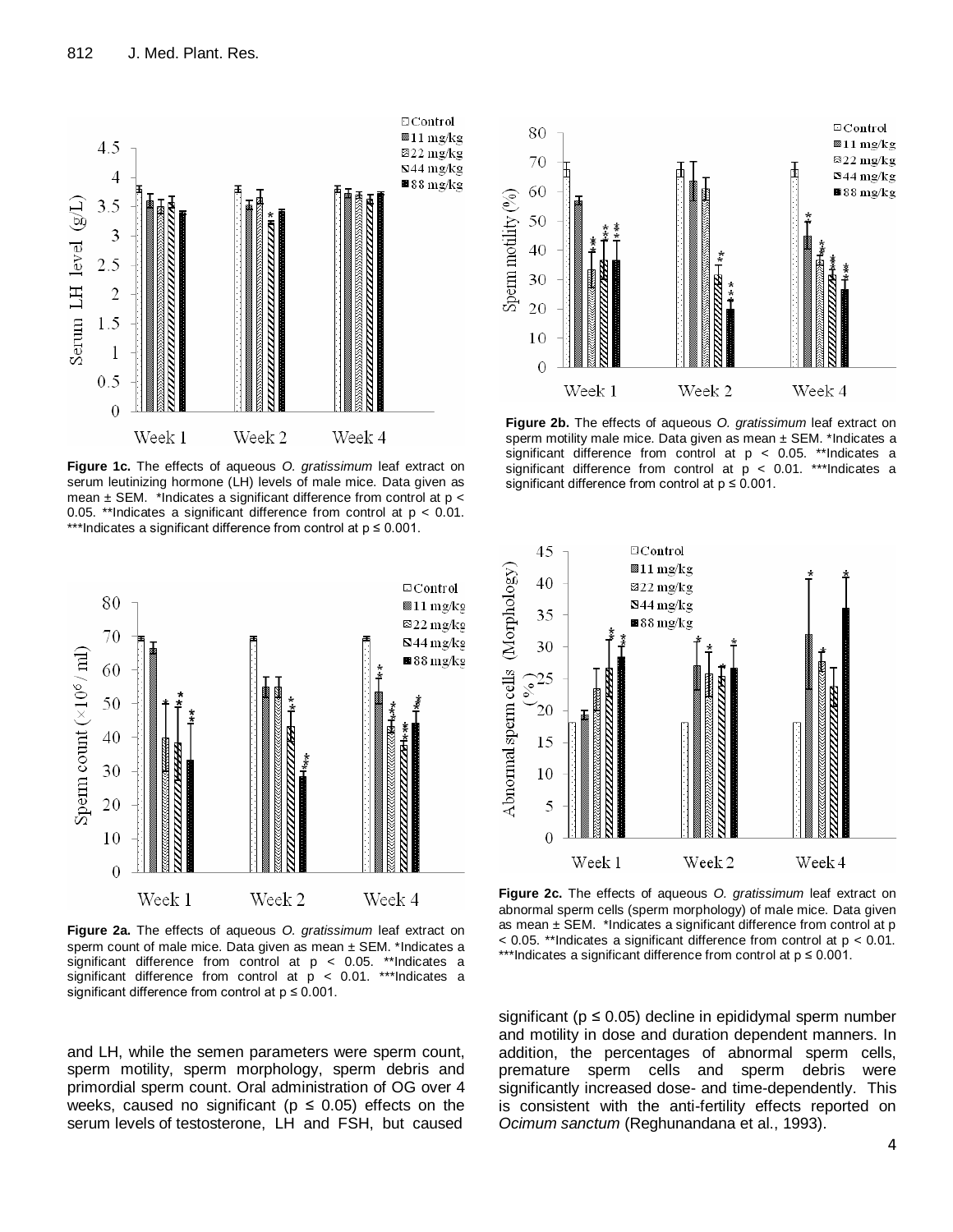Figure 1c. The effects of aqueous *O. gratissimum* leaf extract on serum leutinizing hormone (LH) levels of male mice. Data given as mean ± SEM. *Indicates a significant difference from control at $p < 0.05$. **Indicates a significant difference from control at $p < 0.01$. ***Indicates a significant difference from control at $p \leq 0.001$.

Figure 2b. The effects of aqueous *O. gratissimum* leaf extract on sperm motility male mice. Data given as mean ± SEM. *Indicates a significant difference from control at $p < 0.05$. **Indicates a significant difference from control at $p < 0.01$. ***Indicates a significant difference from control at $p \leq 0.001$.

Figure 2a. The effects of aqueous *O. gratissimum* leaf extract on sperm count of male mice. Data given as mean ± SEM. *Indicates a significant difference from control at $p < 0.05$. **Indicates a significant difference from control at $p < 0.01$. ***Indicates a significant difference from control at $p \leq 0.001$.

Figure 2c. The effects of aqueous *O. gratissimum* leaf extract on abnormal sperm cells (sperm morphology) of male mice. Data given as mean ± SEM. *Indicates a significant difference from control at $p < 0.05$. **Indicates a significant difference from control at $p < 0.01$. ***Indicates a significant difference from control at $p \leq 0.001$.

and LH, while the semen parameters were sperm count, sperm motility, sperm morphology, sperm debris and primordial sperm count. Oral administration of OG over 4 weeks, caused no significant ($p \leq 0.05$) effects on the serum levels of testosterone, LH and FSH, but caused significant ($p \leq 0.05$) decline in epididymal sperm number and motility in dose and duration dependent manners. In addition, the percentages of abnormal sperm cells, premature sperm cells and sperm debris were significantly increased dose- and time-dependently. This is consistent with the anti-fertility effects reported on *Ocimum sanctum* (Reghunandana et al., 1993).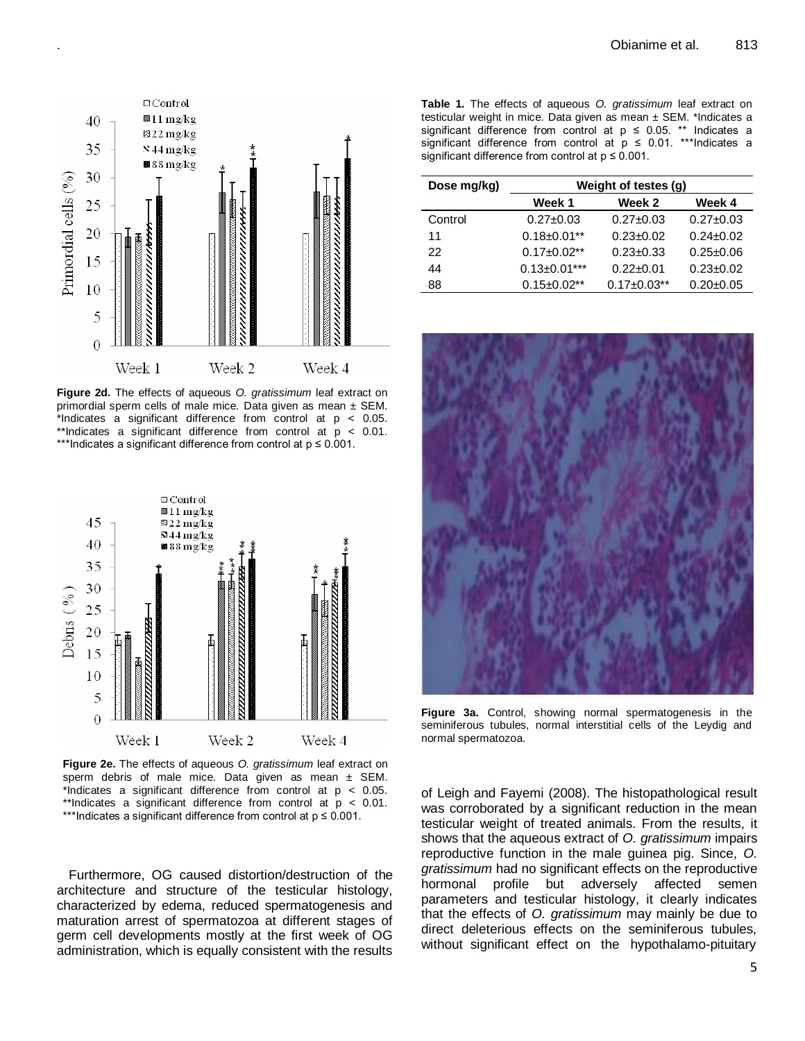Figure 2d. The effects of aqueous *O. gratissimum* leaf extract on primordial sperm cells of male mice. Data given as mean ± SEM. *Indicates a significant difference from control at $p < 0.05$. **Indicates a significant difference from control at $p < 0.01$. ***Indicates a significant difference from control at $p \leq 0.001$.

Figure 2e. The effects of aqueous *O. gratissimum* leaf extract on sperm debris of male mice. Data given as mean ± SEM. *Indicates a significant difference from control at $p < 0.05$. **Indicates a significant difference from control at $p < 0.01$. ***Indicates a significant difference from control at $p \leq 0.001$.

Furthermore, OG caused distortion/destruction of the architecture and structure of the testicular histology, characterized by edema, reduced spermatogenesis and maturation arrest of spermatozoa at different stages of germ cell developments mostly at the first week of OG administration, which is equally consistent with the results of Leigh and Fayemi (2008). The histopathological result was corroborated by a significant reduction in the mean testicular weight of treated animals. From the results, it shows that the aqueous extract of *O. gratissimum* impairs reproductive function in the male guinea pig. Since, *O. gratissimum* had no significant effects on the reproductive hormonal profile but adversely affected semen parameters and testicular histology, it clearly indicates that the effects of *O. gratissimum* may mainly be due to direct deleterious effects on the seminiferous tubules, without significant effect on the hypothalamo-pituitary

**Table 1.** The effects of aqueous *O. gratissimum* leaf extract on testicular weight in mice. Data given as mean ± SEM. *Indicates a significant difference from control at $p \leq 0.05$. ** Indicates a significant difference from control at $p \leq 0.01$. ***Indicates a significant difference from control at $p \leq 0.001$.

| Dose mg/kg) | Weight of testes (g) | | |
|---|---|---|---|
| | Week 1 | Week 2 | Week 4 |
| Control | 0.27±0.03 | 0.27±0.03 | 0.27±0.03 |
| 11 | 0.18±0.01** | 0.23±0.02 | 0.24±0.02 |
| 22 | 0.17±0.02** | 0.23±0.33 | 0.25±0.06 |
| 44 | 0.13±0.01*** | 0.22±0.01 | 0.23±0.02 |
| 88 | 0.15±0.02** | 0.17±0.03** | 0.20±0.05 |

Figure 3a. Control, showing normal spermatogenesis in the seminiferous tubules, normal interstitial cells of the Leydig and normal spermatozoa.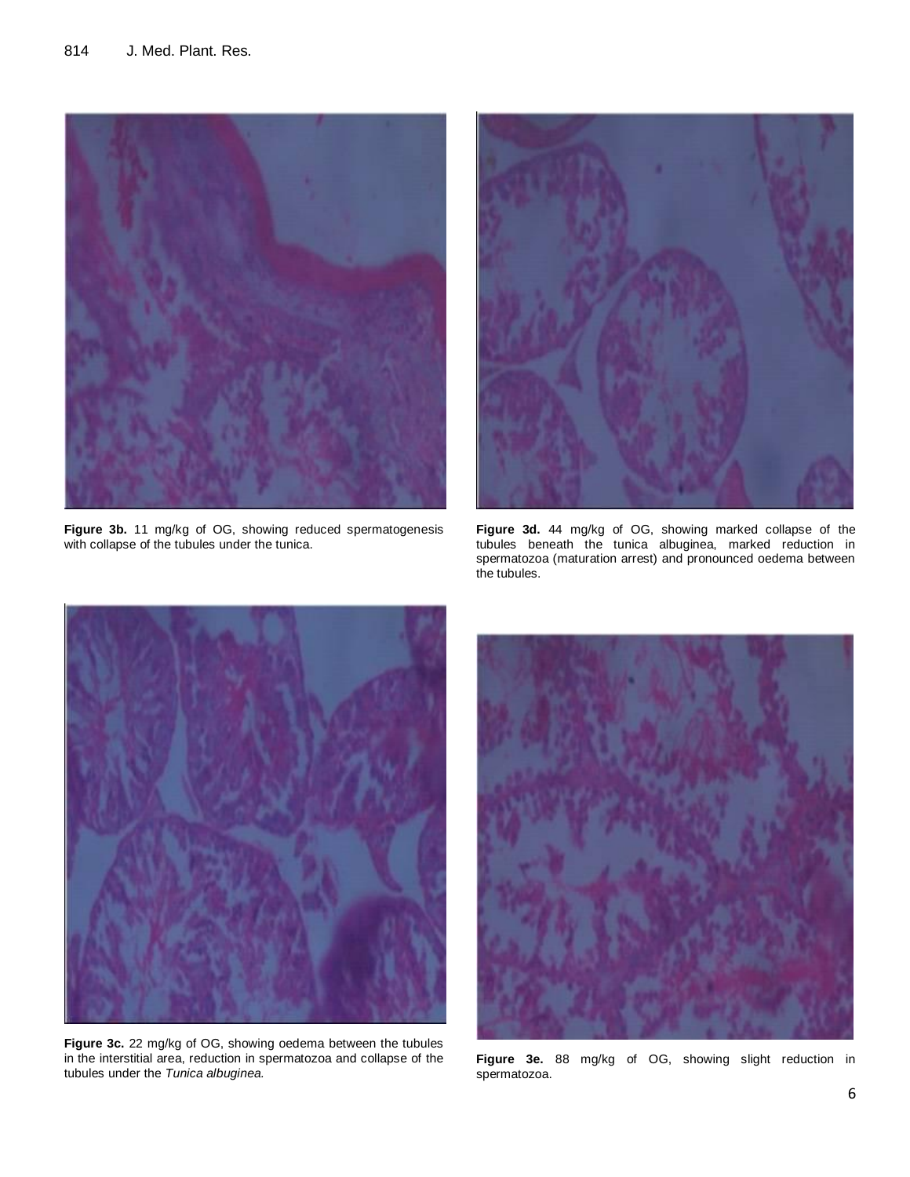**Figure 3b.** 11 mg/kg of OG, showing reduced spermatogenesis with collapse of the tubules under the tunica.

**Figure 3d.** 44 mg/kg of OG, showing marked collapse of the tubules beneath the tunica albuginea, marked reduction in spermatozoa (maturation arrest) and pronounced oedema between the tubules.

**Figure 3c.** 22 mg/kg of OG, showing oedema between the tubules in the interstitial area, reduction in spermatozoa and collapse of the tubules under the *Tunica albuginea.*

**Figure 3e.** 88 mg/kg of OG, showing slight reduction in spermatozoa.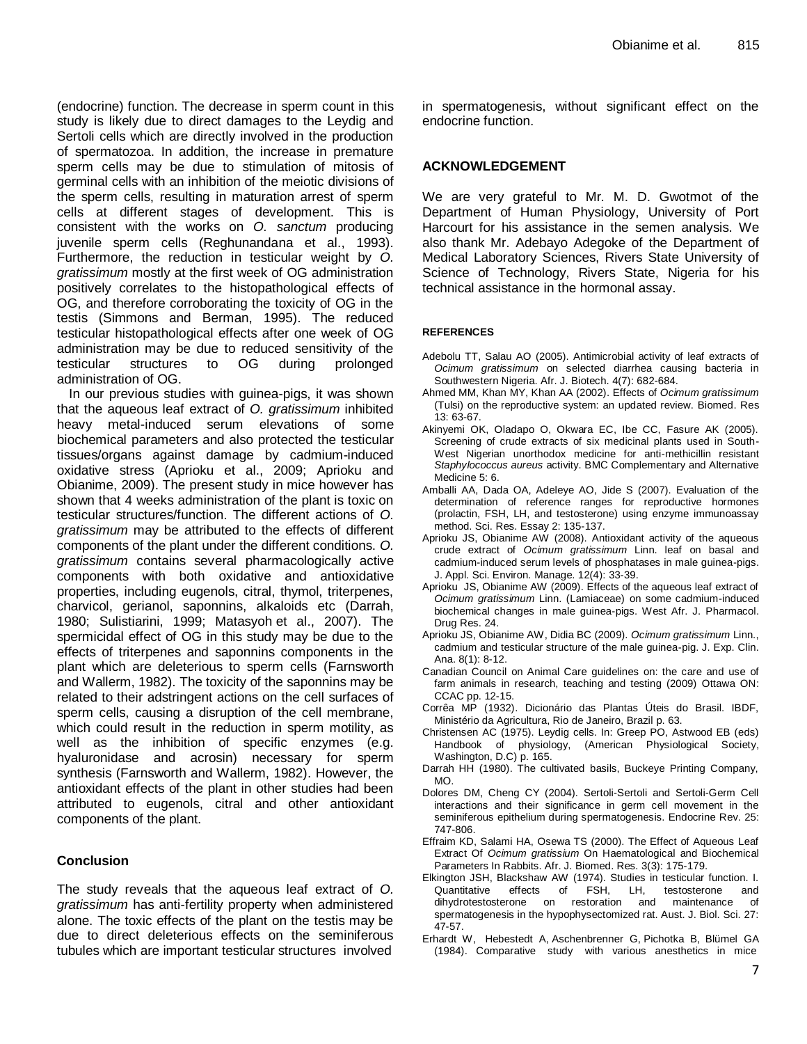(endocrine) function. The decrease in sperm count in this study is likely due to direct damages to the Leydig and Sertoli cells which are directly involved in the production of spermatozoa. In addition, the increase in premature sperm cells may be due to stimulation of mitosis of germinal cells with an inhibition of the meiotic divisions of the sperm cells, resulting in maturation arrest of sperm cells at different stages of development. This is consistent with the works on *O. sanctum* producing juvenile sperm cells (Reghunandana et al., 1993). Furthermore, the reduction in testicular weight by *O. gratissimum* mostly at the first week of OG administration positively correlates to the histopathological effects of OG, and therefore corroborating the toxicity of OG in the testis (Simmons and Berman, 1995). The reduced testicular histopathological effects after one week of OG administration may be due to reduced sensitivity of the testicular structures to OG during prolonged administration of OG.

In our previous studies with guinea-pigs, it was shown that the aqueous leaf extract of *O. gratissimum* inhibited heavy metal-induced serum elevations of some biochemical parameters and also protected the testicular tissues/organs against damage by cadmium-induced oxidative stress (Aprioku et al., 2009; Aprioku and Obianime, 2009). The present study in mice however has shown that 4 weeks administration of the plant is toxic on testicular structures/function. The different actions of *O. gratissimum* may be attributed to the effects of different components of the plant under the different conditions. *O. gratissimum* contains several pharmacologically active components with both oxidative and antioxidative properties, including eugenols, citral, thymol, triterpenes, charvicol, gerianol, saponnins, alkaloids etc (Darrah, 1980; Sulistiarini, 1999; Matasyoh et al., 2007). The spermicidal effect of OG in this study may be due to the effects of triterpenes and saponnins components in the plant which are deleterious to sperm cells (Farnsworth and Wallerm, 1982). The toxicity of the saponnins may be related to their adstringent actions on the cell surfaces of sperm cells, causing a disruption of the cell membrane, which could result in the reduction in sperm motility, as well as the inhibition of specific enzymes (e.g. hyaluronidase and acrosin) necessary for sperm synthesis (Farnsworth and Wallerm, 1982). However, the antioxidant effects of the plant in other studies had been attributed to eugenols, citral and other antioxidant components of the plant.

## Conclusion

The study reveals that the aqueous leaf extract of *O. gratissimum* has anti-fertility property when administered alone. The toxic effects of the plant on the testis may be due to direct deleterious effects on the seminiferous tubules which are important testicular structures involved in spermatogenesis, without significant effect on the endocrine function.

## ACKNOWLEDGEMENT

We are very grateful to Mr. M. D. Gwotmot of the Department of Human Physiology, University of Port Harcourt for his assistance in the semen analysis. We also thank Mr. Adebayo Adegoke of the Department of Medical Laboratory Sciences, Rivers State University of Science of Technology, Rivers State, Nigeria for his technical assistance in the hormonal assay.

## REFERENCES

Adebolu TT, Salau AO (2005). Antimicrobial activity of leaf extracts of *Ocimum gratissimum* on selected diarrhea causing bacteria in Southwestern Nigeria. Afr. J. Biotech. 4(7): 682-684.

Ahmed MM, Khan MY, Khan AA (2002). Effects of *Ocimum gratissimum* (Tulsi) on the reproductive system: an updated review. Biomed. Res 13: 63-67.

Akinyemi OK, Oladapo O, Okwara EC, Ibe CC, Fasure AK (2005). Screening of crude extracts of six medicinal plants used in South-West Nigerian unorthodox medicine for anti-methicillin resistant *Staphylococcus aureus* activity. BMC Complementary and Alternative Medicine 5: 6.

Amballi AA, Dada OA, Adeleye AO, Jide S (2007). Evaluation of the determination of reference ranges for reproductive hormones (prolactin, FSH, LH, and testosterone) using enzyme immunoassay method. Sci. Res. Essay 2: 135-137.

Aprioku JS, Obianime AW (2008). Antioxidant activity of the aqueous crude extract of *Ocimum gratissimum* Linn. leaf on basal and cadmium-induced serum levels of phosphatases in male guinea-pigs. J. Appl. Sci. Environ. Manage. 12(4): 33-39.

Aprioku JS, Obianime AW (2009). Effects of the aqueous leaf extract of *Ocimum gratissimum* Linn. (Lamiaceae) on some cadmium-induced biochemical changes in male guinea-pigs. West Afr. J. Pharmacol. Drug Res. 24.

Aprioku JS, Obianime AW, Didia BC (2009). *Ocimum gratissimum* Linn., cadmium and testicular structure of the male guinea-pig. J. Exp. Clin. Ana. 8(1): 8-12.

Canadian Council on Animal Care guidelines on: the care and use of farm animals in research, teaching and testing (2009) Ottawa ON: CCAC pp. 12-15.

Corrêa MP (1932). Dicionário das Plantas Úteis do Brasil. IBDF, Ministério da Agricultura, Rio de Janeiro, Brazil p. 63.

Christensen AC (1975). Leydig cells. In: Greep PO, Astwood EB (eds) Handbook of physiology, (American Physiological Society, Washington, D.C) p. 165.

Darrah HH (1980). The cultivated basils, Buckeye Printing Company, MO.

Dolores DM, Cheng CY (2004). Sertoli-Sertoli and Sertoli-Germ Cell interactions and their significance in germ cell movement in the seminiferous epithelium during spermatogenesis. Endocrine Rev. 25: 747-806.

Effraim KD, Salami HA, Osewa TS (2000). The Effect of Aqueous Leaf Extract Of *Ocimum gratissium* On Haematological and Biochemical Parameters In Rabbits. Afr. J. Biomed. Res. 3(3): 175-179.

Elkington JSH, Blackshaw AW (1974). Studies in testicular function. I. Quantitative effects of FSH, LH, testosterone and dihydrotestosterone on restoration and maintenance of spermatogenesis in the hypophysectomized rat. Aust. J. Biol. Sci. 27: 47-57.

Erhardt W, Hebestedt A, Aschenbrenner G, Pichotka B, Blümel GA (1984). Comparative study with various anesthetics in mice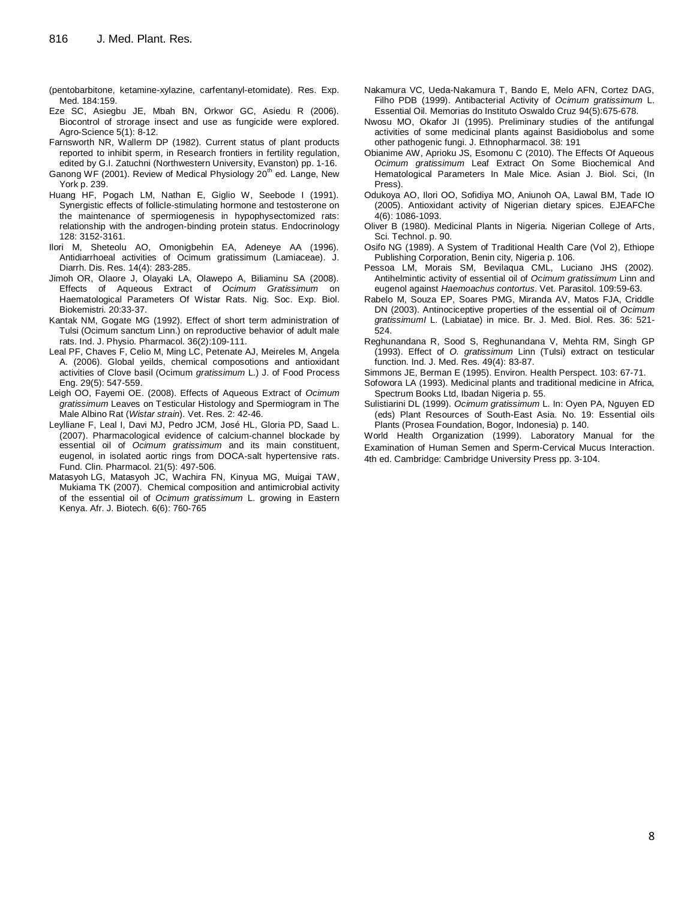(pentobarbitone, ketamine-xylazine, carfentanyl-etomidate). Res. Exp. Med. 184:159.

Eze SC, Asiegbu JE, Mbah BN, Orkwor GC, Asiedu R (2006). Biocontrol of strorage insect and use as fungicide were explored. Agro-Science 5(1): 8-12.

Farnsworth NR, Wallerm DP (1982). Current status of plant products reported to inhibit sperm, in Research frontiers in fertility regulation, edited by G.I. Zatuchni (Northwestern University, Evanston) pp. 1-16.

Ganong WF (2001). Review of Medical Physiology 20th ed. Lange, New York p. 239.

Huang HF, Pogach LM, Nathan E, Giglio W, Seebode I (1991). Synergistic effects of follicle-stimulating hormone and testosterone on the maintenance of spermiogenesis in hypophysectomized rats: relationship with the androgen-binding protein status. Endocrinology 128: 3152-3161.

Ilori M, Sheteolu AO, Omonigbehin EA, Adeneye AA (1996). Antidiarrhoeal activities of Ocimum gratissimum (Lamiaceae). J. Diarrh. Dis. Res. 14(4): 283-285.

Jimoh OR, Olaore J, Olayaki LA, Olawepo A, Biliaminu SA (2008). Effects of Aqueous Extract of *Ocimum Gratissimum* on Haematological Parameters Of Wistar Rats. Nig. Soc. Exp. Biol. Biokemistri. 20:33-37.

Kantak NM, Gogate MG (1992). Effect of short term administration of Tulsi (Ocimum sanctum Linn.) on reproductive behavior of adult male rats. Ind. J. Physio. Pharmacol. 36(2):109-111.

Leal PF, Chaves F, Celio M, Ming LC, Petenate AJ, Meireles M, Angela A. (2006). Global yeilds, chemical composotions and antioxidant activities of Clove basil (Ocimum *gratissimum* L.) J. of Food Process Eng. 29(5): 547-559.

Leigh OO, Fayemi OE. (2008). Effects of Aqueous Extract of *Ocimum gratissimum* Leaves on Testicular Histology and Spermiogram in The Male Albino Rat (*Wistar strain*). Vet. Res. 2: 42-46.

Leylliane F, Leal I, Davi MJ, Pedro JCM, José HL, Gloria PD, Saad L. (2007). Pharmacological evidence of calcium-channel blockade by essential oil of *Ocimum gratissimum* and its main constituent, eugenol, in isolated aortic rings from DOCA-salt hypertensive rats. Fund. Clin. Pharmacol. 21(5): 497-506.

Matasyoh LG, Matasyoh JC, Wachira FN, Kinyua MG, Muigai TAW, Mukiama TK (2007). Chemical composition and antimicrobial activity of the essential oil of *Ocimum gratissimum* L. growing in Eastern Kenya. Afr. J. Biotech. 6(6): 760-765

Nakamura VC, Ueda-Nakamura T, Bando E, Melo AFN, Cortez DAG, Filho PDB (1999). Antibacterial Activity of *Ocimum gratissimum* L. Essential Oil. Memorias do Instituto Oswaldo Cruz 94(5):675-678.

Nwosu MO, Okafor JI (1995). Preliminary studies of the antifungal activities of some medicinal plants against Basidiobolus and some other pathogenic fungi. J. Ethnopharmacol. 38: 191

Obianime AW, Aprioku JS, Esomonu C (2010). The Effects Of Aqueous *Ocimum gratissimum* Leaf Extract On Some Biochemical And Hematological Parameters In Male Mice. Asian J. Biol. Sci, (In Press).

Odukoya AO, Ilori OO, Sofidiya MO, Aniunoh OA, Lawal BM, Tade IO (2005). Antioxidant activity of Nigerian dietary spices. EJEAFChe 4(6): 1086-1093.

Oliver B (1980). Medicinal Plants in Nigeria. Nigerian College of Arts, Sci. Technol. p. 90.

Osifo NG (1989). A System of Traditional Health Care (Vol 2), Ethiope Publishing Corporation, Benin city, Nigeria p. 106.

Pessoa LM, Morais SM, Bevilaqua CML, Luciano JHS (2002). Antihelmintic activity of essential oil of *Ocimum gratissimum* Linn and eugenol against *Haemoachus contortus*. Vet. Parasitol. 109:59-63.

Rabelo M, Souza EP, Soares PMG, Miranda AV, Matos FJA, Criddle DN (2003). Antinociceptive properties of the essential oil of *Ocimum gratissimumI* L. (Labiatae) in mice. Br. J. Med. Biol. Res. 36: 521-524.

Reghunandana R, Sood S, Reghunandana V, Mehta RM, Singh GP (1993). Effect of *O. gratissimum* Linn (Tulsi) extract on testicular function. Ind. J. Med. Res. 49(4): 83-87.

Simmons JE, Berman E (1995). Environ. Health Perspect. 103: 67-71.

Sofowora LA (1993). Medicinal plants and traditional medicine in Africa, Spectrum Books Ltd, Ibadan Nigeria p. 55.

Sulistiarini DL (1999). *Ocimum gratissimum* L. In: Oyen PA, Nguyen ED (eds) Plant Resources of South-East Asia. No. 19: Essential oils Plants (Prosea Foundation, Bogor, Indonesia) p. 140.

World Health Organization (1999). Laboratory Manual for the Examination of Human Semen and Sperm-Cervical Mucus Interaction. 4th ed. Cambridge: Cambridge University Press pp. 3-104.